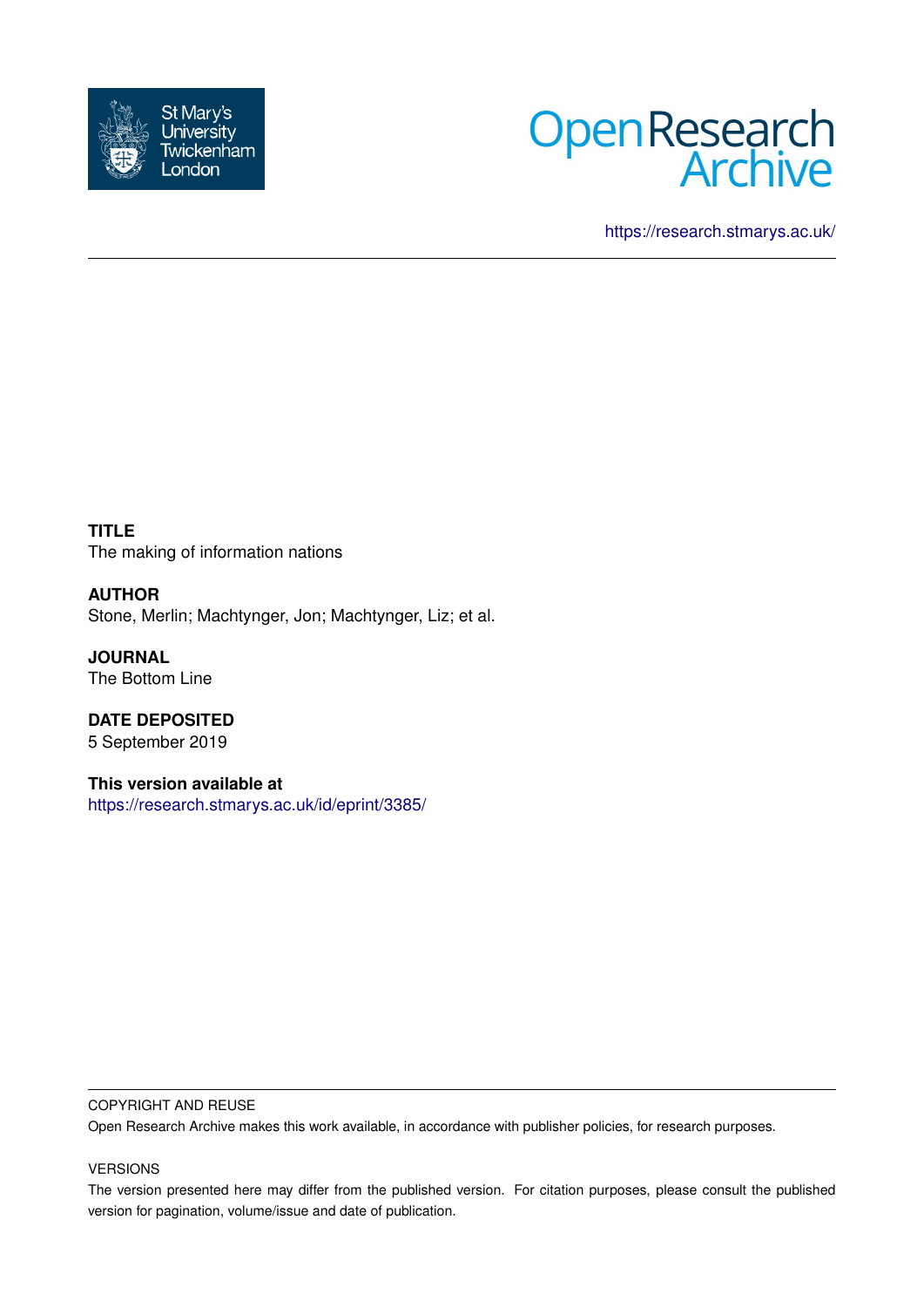St Mary's University Twickenham London

Open Research Archive

https://research.stmarys.ac.uk/

---

**TITLE**
The making of information nations

**AUTHOR**
Stone, Merlin; Machtynger, Jon; Machtynger, Liz; et al.

**JOURNAL**
The Bottom Line

**DATE DEPOSITED**
5 September 2019

**This version available at**
https://research.stmarys.ac.uk/id/eprint/3385/

---

COPYRIGHT AND REUSE

Open Research Archive makes this work available, in accordance with publisher policies, for research purposes.

VERSIONS

The version presented here may differ from the published version. For citation purposes, please consult the published version for pagination, volume/issue and date of publication.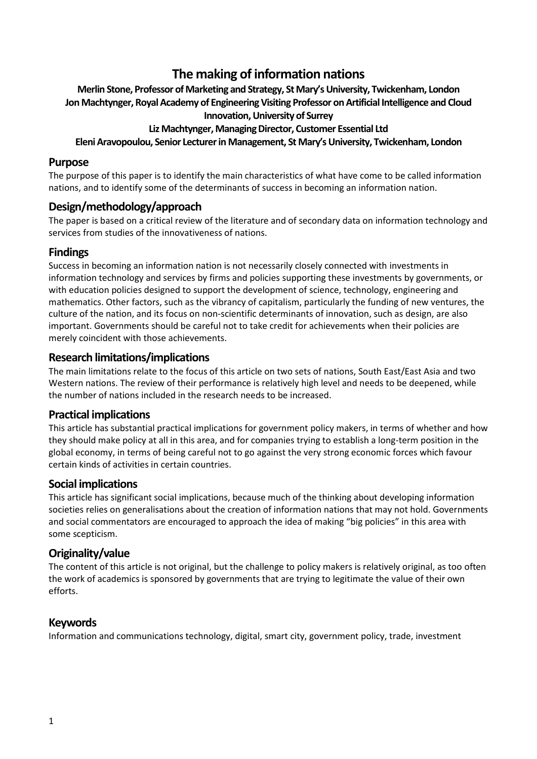# The making of information nations

**Merlin Stone, Professor of Marketing and Strategy, St Mary's University, Twickenham, London**
**Jon Machtynger, Royal Academy of Engineering Visiting Professor on Artificial Intelligence and Cloud Innovation, University of Surrey**
**Liz Machtynger, Managing Director, Customer Essential Ltd**
**Eleni Aravopoulou, Senior Lecturer in Management, St Mary's University, Twickenham, London**

## Purpose

The purpose of this paper is to identify the main characteristics of what have come to be called information nations, and to identify some of the determinants of success in becoming an information nation.

## Design/methodology/approach

The paper is based on a critical review of the literature and of secondary data on information technology and services from studies of the innovativeness of nations.

## Findings

Success in becoming an information nation is not necessarily closely connected with investments in information technology and services by firms and policies supporting these investments by governments, or with education policies designed to support the development of science, technology, engineering and mathematics. Other factors, such as the vibrancy of capitalism, particularly the funding of new ventures, the culture of the nation, and its focus on non-scientific determinants of innovation, such as design, are also important. Governments should be careful not to take credit for achievements when their policies are merely coincident with those achievements.

## Research limitations/implications

The main limitations relate to the focus of this article on two sets of nations, South East/East Asia and two Western nations. The review of their performance is relatively high level and needs to be deepened, while the number of nations included in the research needs to be increased.

## Practical implications

This article has substantial practical implications for government policy makers, in terms of whether and how they should make policy at all in this area, and for companies trying to establish a long-term position in the global economy, in terms of being careful not to go against the very strong economic forces which favour certain kinds of activities in certain countries.

## Social implications

This article has significant social implications, because much of the thinking about developing information societies relies on generalisations about the creation of information nations that may not hold. Governments and social commentators are encouraged to approach the idea of making "big policies" in this area with some scepticism.

## Originality/value

The content of this article is not original, but the challenge to policy makers is relatively original, as too often the work of academics is sponsored by governments that are trying to legitimate the value of their own efforts.

## Keywords

Information and communications technology, digital, smart city, government policy, trade, investment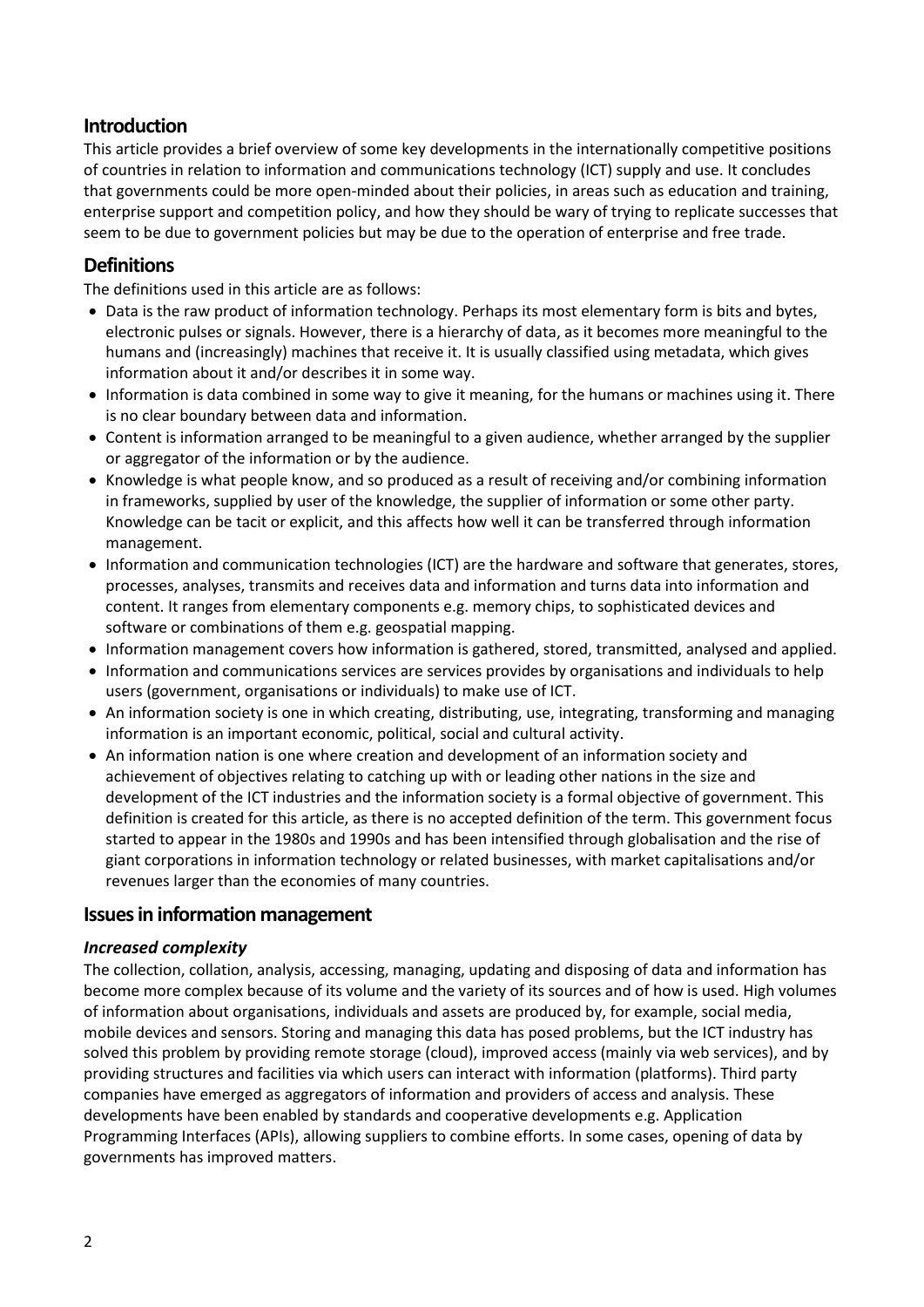## Introduction

This article provides a brief overview of some key developments in the internationally competitive positions of countries in relation to information and communications technology (ICT) supply and use. It concludes that governments could be more open-minded about their policies, in areas such as education and training, enterprise support and competition policy, and how they should be wary of trying to replicate successes that seem to be due to government policies but may be due to the operation of enterprise and free trade.

## Definitions

The definitions used in this article are as follows:

- Data is the raw product of information technology. Perhaps its most elementary form is bits and bytes, electronic pulses or signals. However, there is a hierarchy of data, as it becomes more meaningful to the humans and (increasingly) machines that receive it. It is usually classified using metadata, which gives information about it and/or describes it in some way.
- Information is data combined in some way to give it meaning, for the humans or machines using it. There is no clear boundary between data and information.
- Content is information arranged to be meaningful to a given audience, whether arranged by the supplier or aggregator of the information or by the audience.
- Knowledge is what people know, and so produced as a result of receiving and/or combining information in frameworks, supplied by user of the knowledge, the supplier of information or some other party. Knowledge can be tacit or explicit, and this affects how well it can be transferred through information management.
- Information and communication technologies (ICT) are the hardware and software that generates, stores, processes, analyses, transmits and receives data and information and turns data into information and content. It ranges from elementary components e.g. memory chips, to sophisticated devices and software or combinations of them e.g. geospatial mapping.
- Information management covers how information is gathered, stored, transmitted, analysed and applied.
- Information and communications services are services provides by organisations and individuals to help users (government, organisations or individuals) to make use of ICT.
- An information society is one in which creating, distributing, use, integrating, transforming and managing information is an important economic, political, social and cultural activity.
- An information nation is one where creation and development of an information society and achievement of objectives relating to catching up with or leading other nations in the size and development of the ICT industries and the information society is a formal objective of government. This definition is created for this article, as there is no accepted definition of the term. This government focus started to appear in the 1980s and 1990s and has been intensified through globalisation and the rise of giant corporations in information technology or related businesses, with market capitalisations and/or revenues larger than the economies of many countries.

## Issues in information management

### *Increased complexity*

The collection, collation, analysis, accessing, managing, updating and disposing of data and information has become more complex because of its volume and the variety of its sources and of how is used. High volumes of information about organisations, individuals and assets are produced by, for example, social media, mobile devices and sensors. Storing and managing this data has posed problems, but the ICT industry has solved this problem by providing remote storage (cloud), improved access (mainly via web services), and by providing structures and facilities via which users can interact with information (platforms). Third party companies have emerged as aggregators of information and providers of access and analysis. These developments have been enabled by standards and cooperative developments e.g. Application Programming Interfaces (APIs), allowing suppliers to combine efforts. In some cases, opening of data by governments has improved matters.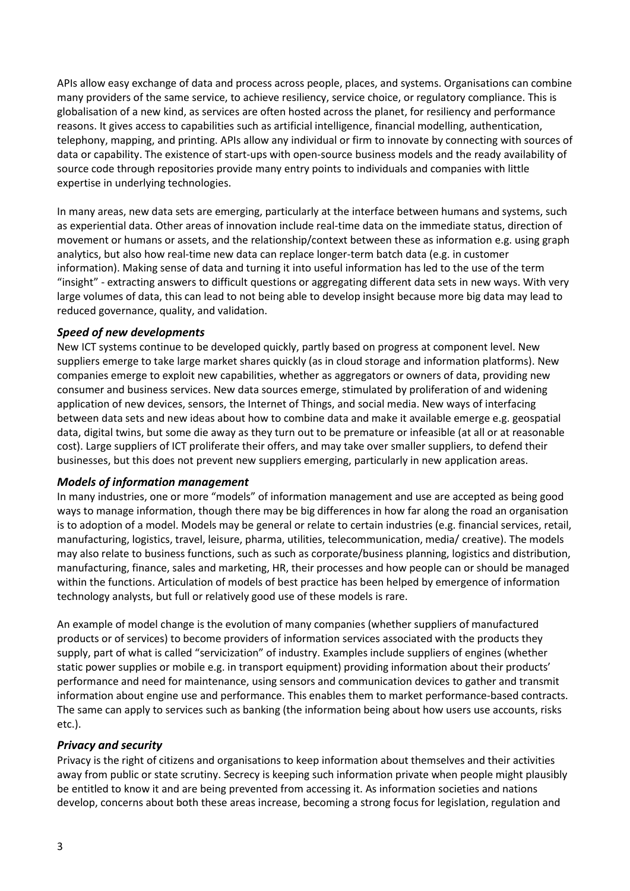APIs allow easy exchange of data and process across people, places, and systems. Organisations can combine many providers of the same service, to achieve resiliency, service choice, or regulatory compliance. This is globalisation of a new kind, as services are often hosted across the planet, for resiliency and performance reasons. It gives access to capabilities such as artificial intelligence, financial modelling, authentication, telephony, mapping, and printing. APIs allow any individual or firm to innovate by connecting with sources of data or capability. The existence of start-ups with open-source business models and the ready availability of source code through repositories provide many entry points to individuals and companies with little expertise in underlying technologies.

In many areas, new data sets are emerging, particularly at the interface between humans and systems, such as experiential data. Other areas of innovation include real-time data on the immediate status, direction of movement or humans or assets, and the relationship/context between these as information e.g. using graph analytics, but also how real-time new data can replace longer-term batch data (e.g. in customer information). Making sense of data and turning it into useful information has led to the use of the term "insight" - extracting answers to difficult questions or aggregating different data sets in new ways. With very large volumes of data, this can lead to not being able to develop insight because more big data may lead to reduced governance, quality, and validation.

### *Speed of new developments*

New ICT systems continue to be developed quickly, partly based on progress at component level. New suppliers emerge to take large market shares quickly (as in cloud storage and information platforms). New companies emerge to exploit new capabilities, whether as aggregators or owners of data, providing new consumer and business services. New data sources emerge, stimulated by proliferation of and widening application of new devices, sensors, the Internet of Things, and social media. New ways of interfacing between data sets and new ideas about how to combine data and make it available emerge e.g. geospatial data, digital twins, but some die away as they turn out to be premature or infeasible (at all or at reasonable cost). Large suppliers of ICT proliferate their offers, and may take over smaller suppliers, to defend their businesses, but this does not prevent new suppliers emerging, particularly in new application areas.

### *Models of information management*

In many industries, one or more "models" of information management and use are accepted as being good ways to manage information, though there may be big differences in how far along the road an organisation is to adoption of a model. Models may be general or relate to certain industries (e.g. financial services, retail, manufacturing, logistics, travel, leisure, pharma, utilities, telecommunication, media/ creative). The models may also relate to business functions, such as such as corporate/business planning, logistics and distribution, manufacturing, finance, sales and marketing, HR, their processes and how people can or should be managed within the functions. Articulation of models of best practice has been helped by emergence of information technology analysts, but full or relatively good use of these models is rare.

An example of model change is the evolution of many companies (whether suppliers of manufactured products or of services) to become providers of information services associated with the products they supply, part of what is called "servicization" of industry. Examples include suppliers of engines (whether static power supplies or mobile e.g. in transport equipment) providing information about their products' performance and need for maintenance, using sensors and communication devices to gather and transmit information about engine use and performance. This enables them to market performance-based contracts. The same can apply to services such as banking (the information being about how users use accounts, risks etc.).

### *Privacy and security*

Privacy is the right of citizens and organisations to keep information about themselves and their activities away from public or state scrutiny. Secrecy is keeping such information private when people might plausibly be entitled to know it and are being prevented from accessing it. As information societies and nations develop, concerns about both these areas increase, becoming a strong focus for legislation, regulation and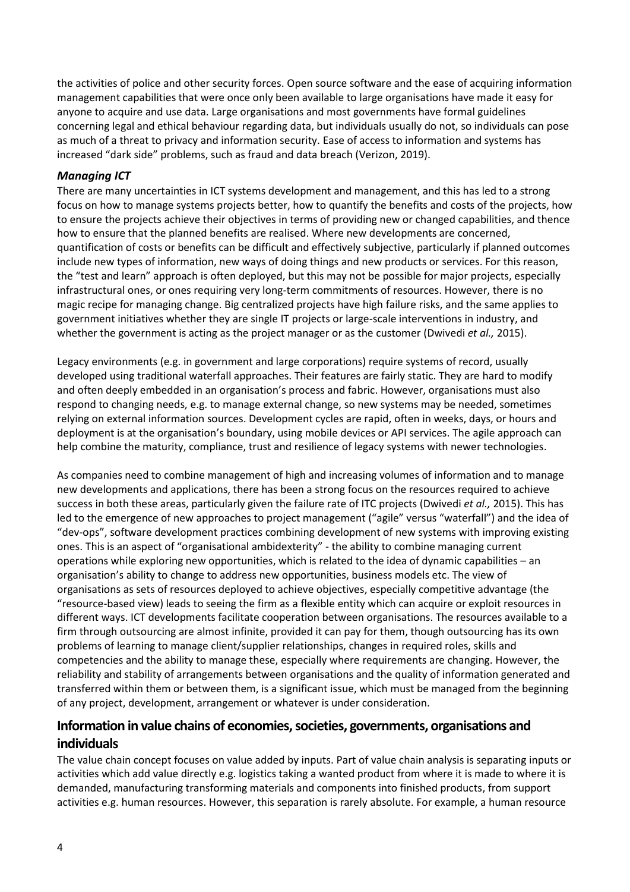the activities of police and other security forces. Open source software and the ease of acquiring information management capabilities that were once only been available to large organisations have made it easy for anyone to acquire and use data. Large organisations and most governments have formal guidelines concerning legal and ethical behaviour regarding data, but individuals usually do not, so individuals can pose as much of a threat to privacy and information security. Ease of access to information and systems has increased "dark side" problems, such as fraud and data breach (Verizon, 2019).

### *Managing ICT*

There are many uncertainties in ICT systems development and management, and this has led to a strong focus on how to manage systems projects better, how to quantify the benefits and costs of the projects, how to ensure the projects achieve their objectives in terms of providing new or changed capabilities, and thence how to ensure that the planned benefits are realised. Where new developments are concerned, quantification of costs or benefits can be difficult and effectively subjective, particularly if planned outcomes include new types of information, new ways of doing things and new products or services. For this reason, the "test and learn" approach is often deployed, but this may not be possible for major projects, especially infrastructural ones, or ones requiring very long-term commitments of resources. However, there is no magic recipe for managing change. Big centralized projects have high failure risks, and the same applies to government initiatives whether they are single IT projects or large-scale interventions in industry, and whether the government is acting as the project manager or as the customer (Dwivedi *et al.,* 2015).

Legacy environments (e.g. in government and large corporations) require systems of record, usually developed using traditional waterfall approaches. Their features are fairly static. They are hard to modify and often deeply embedded in an organisation's process and fabric. However, organisations must also respond to changing needs, e.g. to manage external change, so new systems may be needed, sometimes relying on external information sources. Development cycles are rapid, often in weeks, days, or hours and deployment is at the organisation's boundary, using mobile devices or API services. The agile approach can help combine the maturity, compliance, trust and resilience of legacy systems with newer technologies.

As companies need to combine management of high and increasing volumes of information and to manage new developments and applications, there has been a strong focus on the resources required to achieve success in both these areas, particularly given the failure rate of ITC projects (Dwivedi *et al.,* 2015). This has led to the emergence of new approaches to project management ("agile" versus "waterfall") and the idea of "dev-ops", software development practices combining development of new systems with improving existing ones. This is an aspect of "organisational ambidexterity" - the ability to combine managing current operations while exploring new opportunities, which is related to the idea of dynamic capabilities – an organisation's ability to change to address new opportunities, business models etc. The view of organisations as sets of resources deployed to achieve objectives, especially competitive advantage (the "resource-based view) leads to seeing the firm as a flexible entity which can acquire or exploit resources in different ways. ICT developments facilitate cooperation between organisations. The resources available to a firm through outsourcing are almost infinite, provided it can pay for them, though outsourcing has its own problems of learning to manage client/supplier relationships, changes in required roles, skills and competencies and the ability to manage these, especially where requirements are changing. However, the reliability and stability of arrangements between organisations and the quality of information generated and transferred within them or between them, is a significant issue, which must be managed from the beginning of any project, development, arrangement or whatever is under consideration.

## Information in value chains of economies, societies, governments, organisations and individuals

The value chain concept focuses on value added by inputs. Part of value chain analysis is separating inputs or activities which add value directly e.g. logistics taking a wanted product from where it is made to where it is demanded, manufacturing transforming materials and components into finished products, from support activities e.g. human resources. However, this separation is rarely absolute. For example, a human resource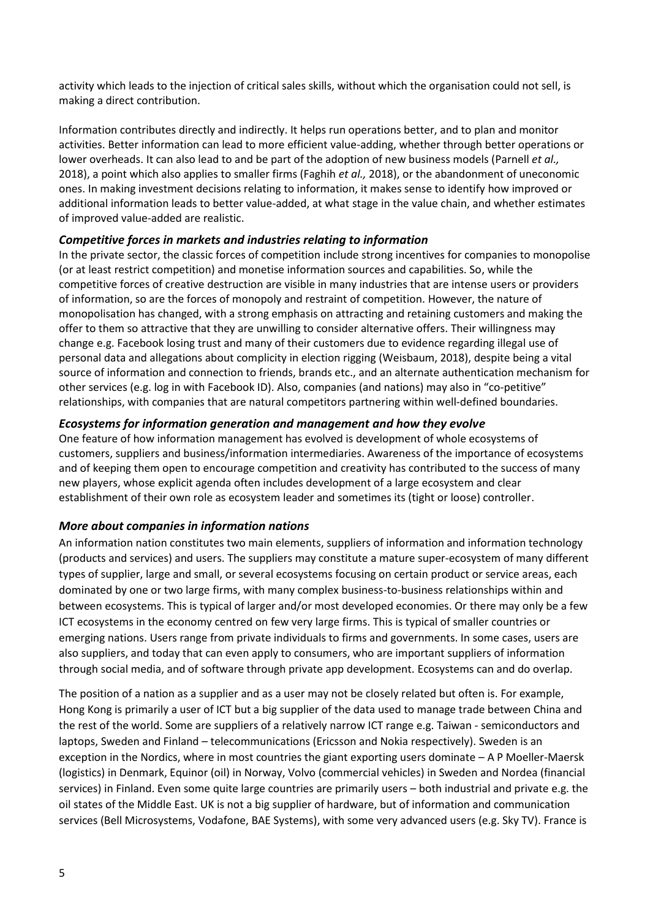activity which leads to the injection of critical sales skills, without which the organisation could not sell, is making a direct contribution.

Information contributes directly and indirectly. It helps run operations better, and to plan and monitor activities. Better information can lead to more efficient value-adding, whether through better operations or lower overheads. It can also lead to and be part of the adoption of new business models (Parnell *et al.,* 2018), a point which also applies to smaller firms (Faghih *et al.,* 2018), or the abandonment of uneconomic ones. In making investment decisions relating to information, it makes sense to identify how improved or additional information leads to better value-added, at what stage in the value chain, and whether estimates of improved value-added are realistic.

### *Competitive forces in markets and industries relating to information*

In the private sector, the classic forces of competition include strong incentives for companies to monopolise (or at least restrict competition) and monetise information sources and capabilities. So, while the competitive forces of creative destruction are visible in many industries that are intense users or providers of information, so are the forces of monopoly and restraint of competition. However, the nature of monopolisation has changed, with a strong emphasis on attracting and retaining customers and making the offer to them so attractive that they are unwilling to consider alternative offers. Their willingness may change e.g. Facebook losing trust and many of their customers due to evidence regarding illegal use of personal data and allegations about complicity in election rigging (Weisbaum, 2018), despite being a vital source of information and connection to friends, brands etc., and an alternate authentication mechanism for other services (e.g. log in with Facebook ID). Also, companies (and nations) may also in "co-petitive" relationships, with companies that are natural competitors partnering within well-defined boundaries.

### *Ecosystems for information generation and management and how they evolve*

One feature of how information management has evolved is development of whole ecosystems of customers, suppliers and business/information intermediaries. Awareness of the importance of ecosystems and of keeping them open to encourage competition and creativity has contributed to the success of many new players, whose explicit agenda often includes development of a large ecosystem and clear establishment of their own role as ecosystem leader and sometimes its (tight or loose) controller.

### *More about companies in information nations*

An information nation constitutes two main elements, suppliers of information and information technology (products and services) and users. The suppliers may constitute a mature super-ecosystem of many different types of supplier, large and small, or several ecosystems focusing on certain product or service areas, each dominated by one or two large firms, with many complex business-to-business relationships within and between ecosystems. This is typical of larger and/or most developed economies. Or there may only be a few ICT ecosystems in the economy centred on few very large firms. This is typical of smaller countries or emerging nations. Users range from private individuals to firms and governments. In some cases, users are also suppliers, and today that can even apply to consumers, who are important suppliers of information through social media, and of software through private app development. Ecosystems can and do overlap.

The position of a nation as a supplier and as a user may not be closely related but often is. For example, Hong Kong is primarily a user of ICT but a big supplier of the data used to manage trade between China and the rest of the world. Some are suppliers of a relatively narrow ICT range e.g. Taiwan - semiconductors and laptops, Sweden and Finland – telecommunications (Ericsson and Nokia respectively). Sweden is an exception in the Nordics, where in most countries the giant exporting users dominate – A P Moeller-Maersk (logistics) in Denmark, Equinor (oil) in Norway, Volvo (commercial vehicles) in Sweden and Nordea (financial services) in Finland. Even some quite large countries are primarily users – both industrial and private e.g. the oil states of the Middle East. UK is not a big supplier of hardware, but of information and communication services (Bell Microsystems, Vodafone, BAE Systems), with some very advanced users (e.g. Sky TV). France is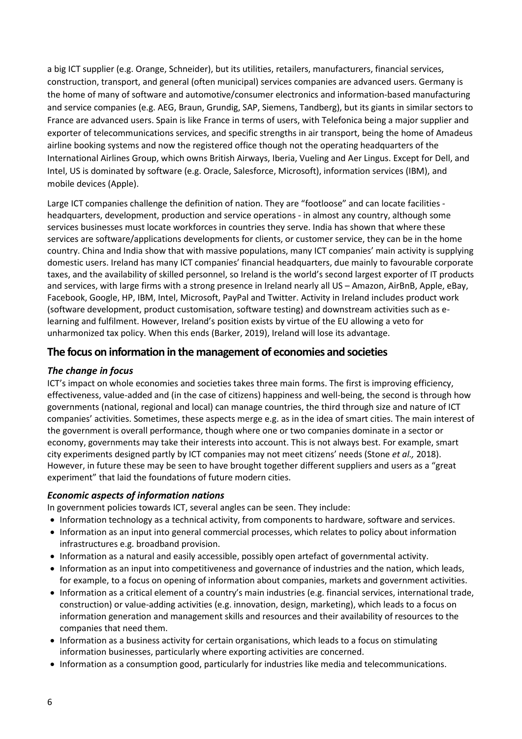a big ICT supplier (e.g. Orange, Schneider), but its utilities, retailers, manufacturers, financial services, construction, transport, and general (often municipal) services companies are advanced users. Germany is the home of many of software and automotive/consumer electronics and information-based manufacturing and service companies (e.g. AEG, Braun, Grundig, SAP, Siemens, Tandberg), but its giants in similar sectors to France are advanced users. Spain is like France in terms of users, with Telefonica being a major supplier and exporter of telecommunications services, and specific strengths in air transport, being the home of Amadeus airline booking systems and now the registered office though not the operating headquarters of the International Airlines Group, which owns British Airways, Iberia, Vueling and Aer Lingus. Except for Dell, and Intel, US is dominated by software (e.g. Oracle, Salesforce, Microsoft), information services (IBM), and mobile devices (Apple).

Large ICT companies challenge the definition of nation. They are "footloose" and can locate facilities - headquarters, development, production and service operations - in almost any country, although some services businesses must locate workforces in countries they serve. India has shown that where these services are software/applications developments for clients, or customer service, they can be in the home country. China and India show that with massive populations, many ICT companies' main activity is supplying domestic users. Ireland has many ICT companies' financial headquarters, due mainly to favourable corporate taxes, and the availability of skilled personnel, so Ireland is the world's second largest exporter of IT products and services, with large firms with a strong presence in Ireland nearly all US – Amazon, AirBnB, Apple, eBay, Facebook, Google, HP, IBM, Intel, Microsoft, PayPal and Twitter. Activity in Ireland includes product work (software development, product customisation, software testing) and downstream activities such as e-learning and fulfilment. However, Ireland's position exists by virtue of the EU allowing a veto for unharmonized tax policy. When this ends (Barker, 2019), Ireland will lose its advantage.

## The focus on information in the management of economies and societies

### *The change in focus*

ICT's impact on whole economies and societies takes three main forms. The first is improving efficiency, effectiveness, value-added and (in the case of citizens) happiness and well-being, the second is through how governments (national, regional and local) can manage countries, the third through size and nature of ICT companies' activities. Sometimes, these aspects merge e.g. as in the idea of smart cities. The main interest of the government is overall performance, though where one or two companies dominate in a sector or economy, governments may take their interests into account. This is not always best. For example, smart city experiments designed partly by ICT companies may not meet citizens' needs (Stone *et al.,* 2018). However, in future these may be seen to have brought together different suppliers and users as a "great experiment" that laid the foundations of future modern cities.

### *Economic aspects of information nations*

In government policies towards ICT, several angles can be seen. They include:

- Information technology as a technical activity, from components to hardware, software and services.
- Information as an input into general commercial processes, which relates to policy about information infrastructures e.g. broadband provision.
- Information as a natural and easily accessible, possibly open artefact of governmental activity.
- Information as an input into competitiveness and governance of industries and the nation, which leads, for example, to a focus on opening of information about companies, markets and government activities.
- Information as a critical element of a country's main industries (e.g. financial services, international trade, construction) or value-adding activities (e.g. innovation, design, marketing), which leads to a focus on information generation and management skills and resources and their availability of resources to the companies that need them.
- Information as a business activity for certain organisations, which leads to a focus on stimulating information businesses, particularly where exporting activities are concerned.
- Information as a consumption good, particularly for industries like media and telecommunications.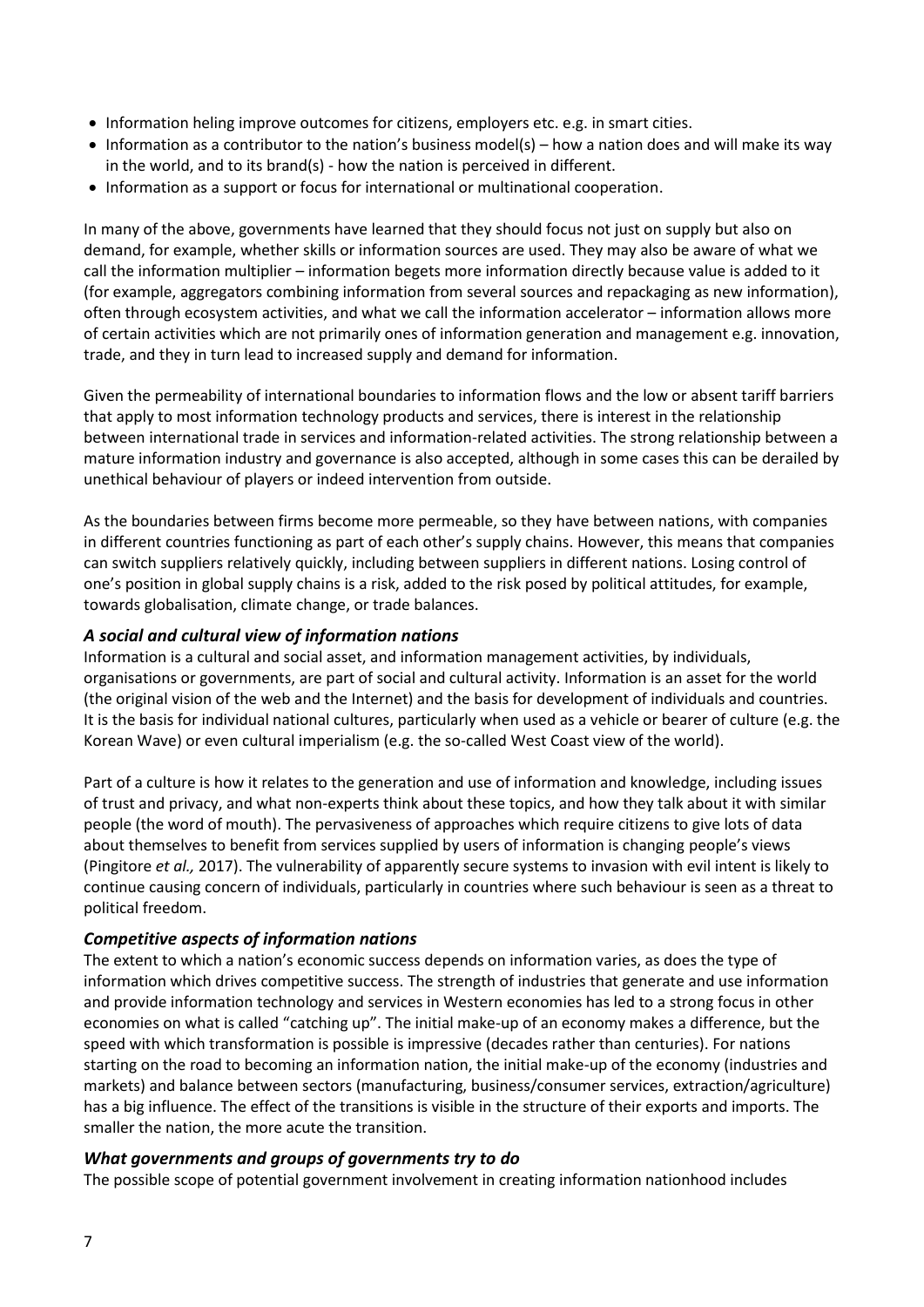- Information heling improve outcomes for citizens, employers etc. e.g. in smart cities.
- Information as a contributor to the nation's business model(s) – how a nation does and will make its way in the world, and to its brand(s) - how the nation is perceived in different.
- Information as a support or focus for international or multinational cooperation.

In many of the above, governments have learned that they should focus not just on supply but also on demand, for example, whether skills or information sources are used. They may also be aware of what we call the information multiplier – information begets more information directly because value is added to it (for example, aggregators combining information from several sources and repackaging as new information), often through ecosystem activities, and what we call the information accelerator – information allows more of certain activities which are not primarily ones of information generation and management e.g. innovation, trade, and they in turn lead to increased supply and demand for information.

Given the permeability of international boundaries to information flows and the low or absent tariff barriers that apply to most information technology products and services, there is interest in the relationship between international trade in services and information-related activities. The strong relationship between a mature information industry and governance is also accepted, although in some cases this can be derailed by unethical behaviour of players or indeed intervention from outside.

As the boundaries between firms become more permeable, so they have between nations, with companies in different countries functioning as part of each other's supply chains. However, this means that companies can switch suppliers relatively quickly, including between suppliers in different nations. Losing control of one's position in global supply chains is a risk, added to the risk posed by political attitudes, for example, towards globalisation, climate change, or trade balances.

### *A social and cultural view of information nations*

Information is a cultural and social asset, and information management activities, by individuals, organisations or governments, are part of social and cultural activity. Information is an asset for the world (the original vision of the web and the Internet) and the basis for development of individuals and countries. It is the basis for individual national cultures, particularly when used as a vehicle or bearer of culture (e.g. the Korean Wave) or even cultural imperialism (e.g. the so-called West Coast view of the world).

Part of a culture is how it relates to the generation and use of information and knowledge, including issues of trust and privacy, and what non-experts think about these topics, and how they talk about it with similar people (the word of mouth). The pervasiveness of approaches which require citizens to give lots of data about themselves to benefit from services supplied by users of information is changing people's views (Pingitore *et al.,* 2017). The vulnerability of apparently secure systems to invasion with evil intent is likely to continue causing concern of individuals, particularly in countries where such behaviour is seen as a threat to political freedom.

### *Competitive aspects of information nations*

The extent to which a nation's economic success depends on information varies, as does the type of information which drives competitive success. The strength of industries that generate and use information and provide information technology and services in Western economies has led to a strong focus in other economies on what is called "catching up". The initial make-up of an economy makes a difference, but the speed with which transformation is possible is impressive (decades rather than centuries). For nations starting on the road to becoming an information nation, the initial make-up of the economy (industries and markets) and balance between sectors (manufacturing, business/consumer services, extraction/agriculture) has a big influence. The effect of the transitions is visible in the structure of their exports and imports. The smaller the nation, the more acute the transition.

### *What governments and groups of governments try to do*

The possible scope of potential government involvement in creating information nationhood includes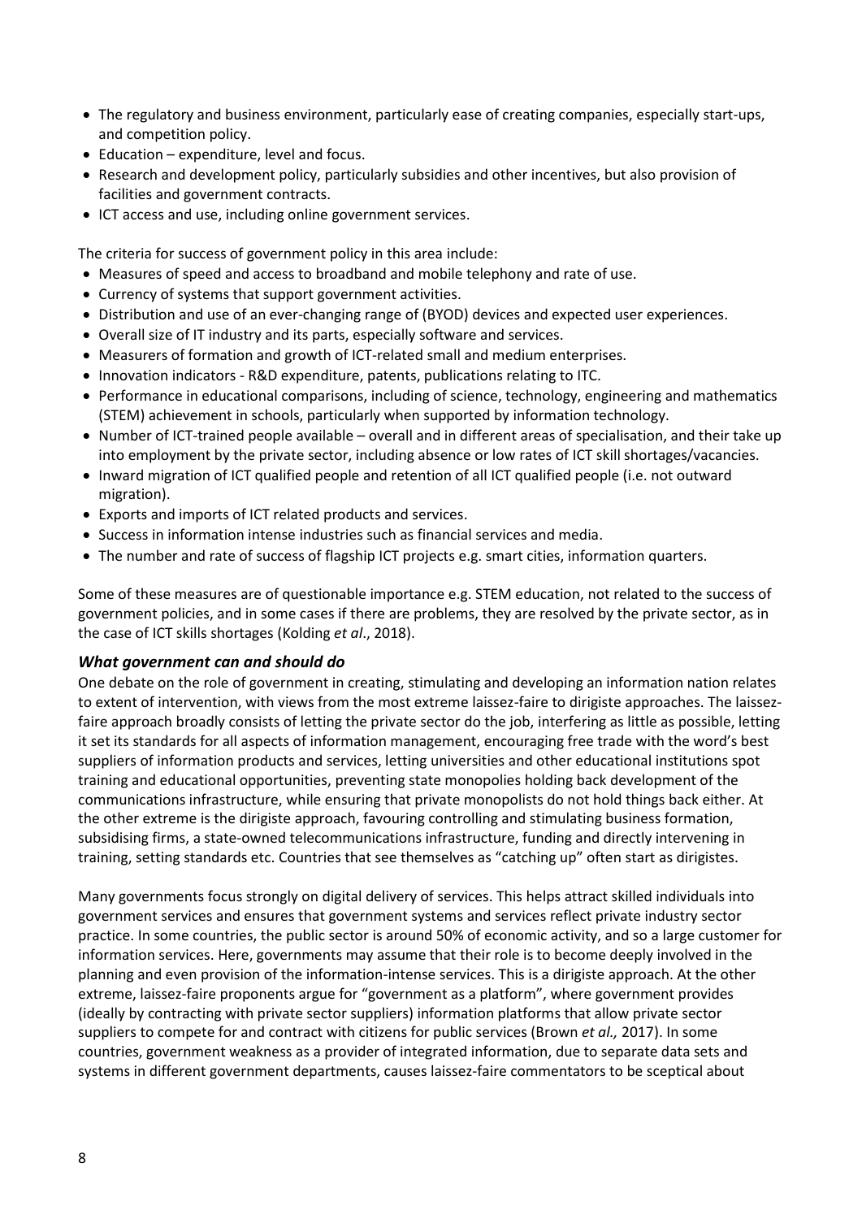- The regulatory and business environment, particularly ease of creating companies, especially start-ups, and competition policy.
- Education – expenditure, level and focus.
- Research and development policy, particularly subsidies and other incentives, but also provision of facilities and government contracts.
- ICT access and use, including online government services.

The criteria for success of government policy in this area include:

- Measures of speed and access to broadband and mobile telephony and rate of use.
- Currency of systems that support government activities.
- Distribution and use of an ever-changing range of (BYOD) devices and expected user experiences.
- Overall size of IT industry and its parts, especially software and services.
- Measurers of formation and growth of ICT-related small and medium enterprises.
- Innovation indicators - R&D expenditure, patents, publications relating to ITC.
- Performance in educational comparisons, including of science, technology, engineering and mathematics (STEM) achievement in schools, particularly when supported by information technology.
- Number of ICT-trained people available – overall and in different areas of specialisation, and their take up into employment by the private sector, including absence or low rates of ICT skill shortages/vacancies.
- Inward migration of ICT qualified people and retention of all ICT qualified people (i.e. not outward migration).
- Exports and imports of ICT related products and services.
- Success in information intense industries such as financial services and media.
- The number and rate of success of flagship ICT projects e.g. smart cities, information quarters.

Some of these measures are of questionable importance e.g. STEM education, not related to the success of government policies, and in some cases if there are problems, they are resolved by the private sector, as in the case of ICT skills shortages (Kolding *et al*., 2018).

### *What government can and should do*

One debate on the role of government in creating, stimulating and developing an information nation relates to extent of intervention, with views from the most extreme laissez-faire to dirigiste approaches. The laissez-faire approach broadly consists of letting the private sector do the job, interfering as little as possible, letting it set its standards for all aspects of information management, encouraging free trade with the word's best suppliers of information products and services, letting universities and other educational institutions spot training and educational opportunities, preventing state monopolies holding back development of the communications infrastructure, while ensuring that private monopolists do not hold things back either. At the other extreme is the dirigiste approach, favouring controlling and stimulating business formation, subsidising firms, a state-owned telecommunications infrastructure, funding and directly intervening in training, setting standards etc. Countries that see themselves as "catching up" often start as dirigistes.

Many governments focus strongly on digital delivery of services. This helps attract skilled individuals into government services and ensures that government systems and services reflect private industry sector practice. In some countries, the public sector is around 50% of economic activity, and so a large customer for information services. Here, governments may assume that their role is to become deeply involved in the planning and even provision of the information-intense services. This is a dirigiste approach. At the other extreme, laissez-faire proponents argue for "government as a platform", where government provides (ideally by contracting with private sector suppliers) information platforms that allow private sector suppliers to compete for and contract with citizens for public services (Brown *et al.,* 2017). In some countries, government weakness as a provider of integrated information, due to separate data sets and systems in different government departments, causes laissez-faire commentators to be sceptical about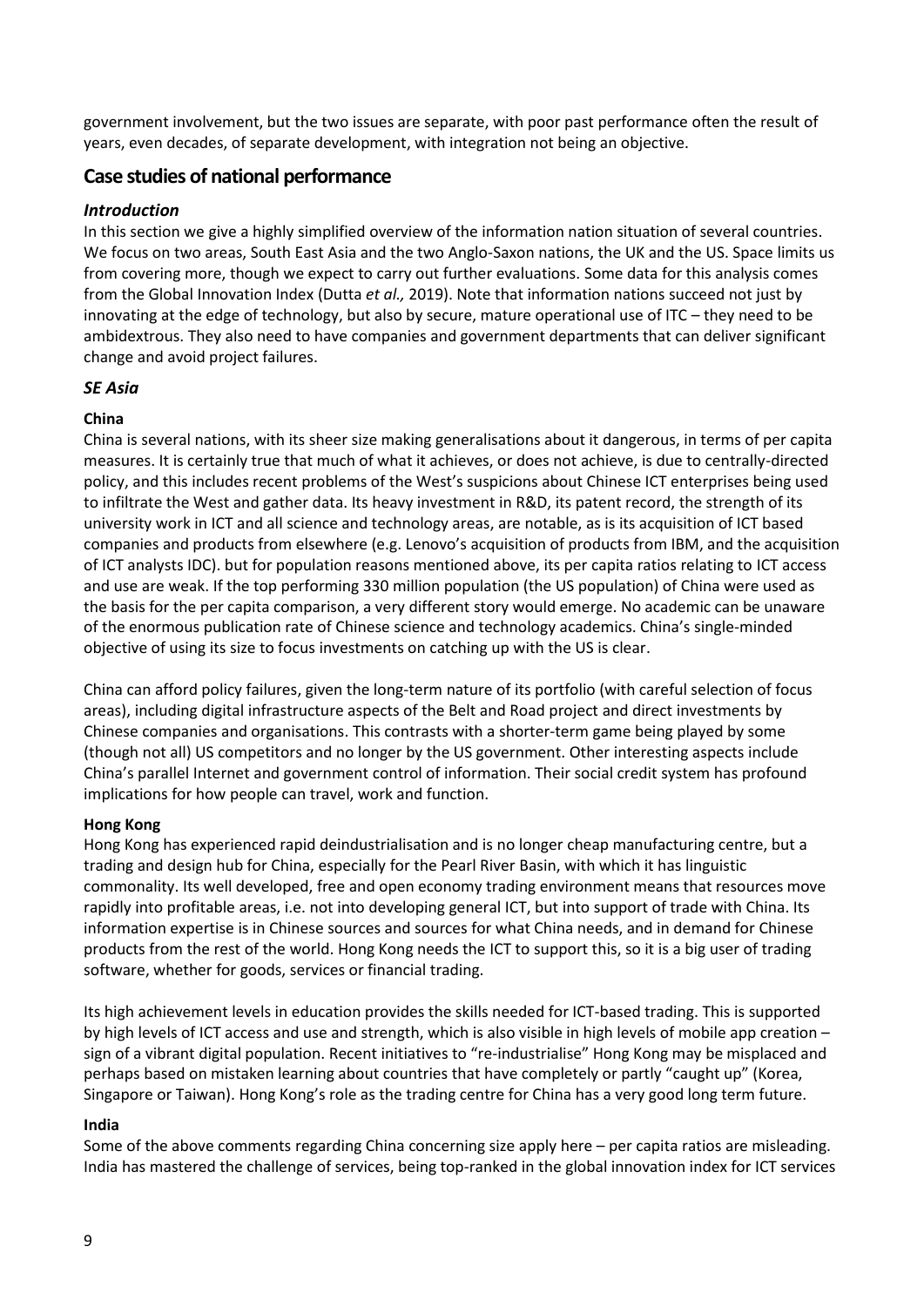government involvement, but the two issues are separate, with poor past performance often the result of years, even decades, of separate development, with integration not being an objective.

## Case studies of national performance

### *Introduction*

In this section we give a highly simplified overview of the information nation situation of several countries. We focus on two areas, South East Asia and the two Anglo-Saxon nations, the UK and the US. Space limits us from covering more, though we expect to carry out further evaluations. Some data for this analysis comes from the Global Innovation Index (Dutta *et al.,* 2019). Note that information nations succeed not just by innovating at the edge of technology, but also by secure, mature operational use of ITC – they need to be ambidextrous. They also need to have companies and government departments that can deliver significant change and avoid project failures.

### *SE Asia*

#### China

China is several nations, with its sheer size making generalisations about it dangerous, in terms of per capita measures. It is certainly true that much of what it achieves, or does not achieve, is due to centrally-directed policy, and this includes recent problems of the West's suspicions about Chinese ICT enterprises being used to infiltrate the West and gather data. Its heavy investment in R&D, its patent record, the strength of its university work in ICT and all science and technology areas, are notable, as is its acquisition of ICT based companies and products from elsewhere (e.g. Lenovo's acquisition of products from IBM, and the acquisition of ICT analysts IDC). but for population reasons mentioned above, its per capita ratios relating to ICT access and use are weak. If the top performing 330 million population (the US population) of China were used as the basis for the per capita comparison, a very different story would emerge. No academic can be unaware of the enormous publication rate of Chinese science and technology academics. China's single-minded objective of using its size to focus investments on catching up with the US is clear.

China can afford policy failures, given the long-term nature of its portfolio (with careful selection of focus areas), including digital infrastructure aspects of the Belt and Road project and direct investments by Chinese companies and organisations. This contrasts with a shorter-term game being played by some (though not all) US competitors and no longer by the US government. Other interesting aspects include China's parallel Internet and government control of information. Their social credit system has profound implications for how people can travel, work and function.

#### Hong Kong

Hong Kong has experienced rapid deindustrialisation and is no longer cheap manufacturing centre, but a trading and design hub for China, especially for the Pearl River Basin, with which it has linguistic commonality. Its well developed, free and open economy trading environment means that resources move rapidly into profitable areas, i.e. not into developing general ICT, but into support of trade with China. Its information expertise is in Chinese sources and sources for what China needs, and in demand for Chinese products from the rest of the world. Hong Kong needs the ICT to support this, so it is a big user of trading software, whether for goods, services or financial trading.

Its high achievement levels in education provides the skills needed for ICT-based trading. This is supported by high levels of ICT access and use and strength, which is also visible in high levels of mobile app creation – sign of a vibrant digital population. Recent initiatives to "re-industrialise" Hong Kong may be misplaced and perhaps based on mistaken learning about countries that have completely or partly "caught up" (Korea, Singapore or Taiwan). Hong Kong's role as the trading centre for China has a very good long term future.

#### India

Some of the above comments regarding China concerning size apply here – per capita ratios are misleading. India has mastered the challenge of services, being top-ranked in the global innovation index for ICT services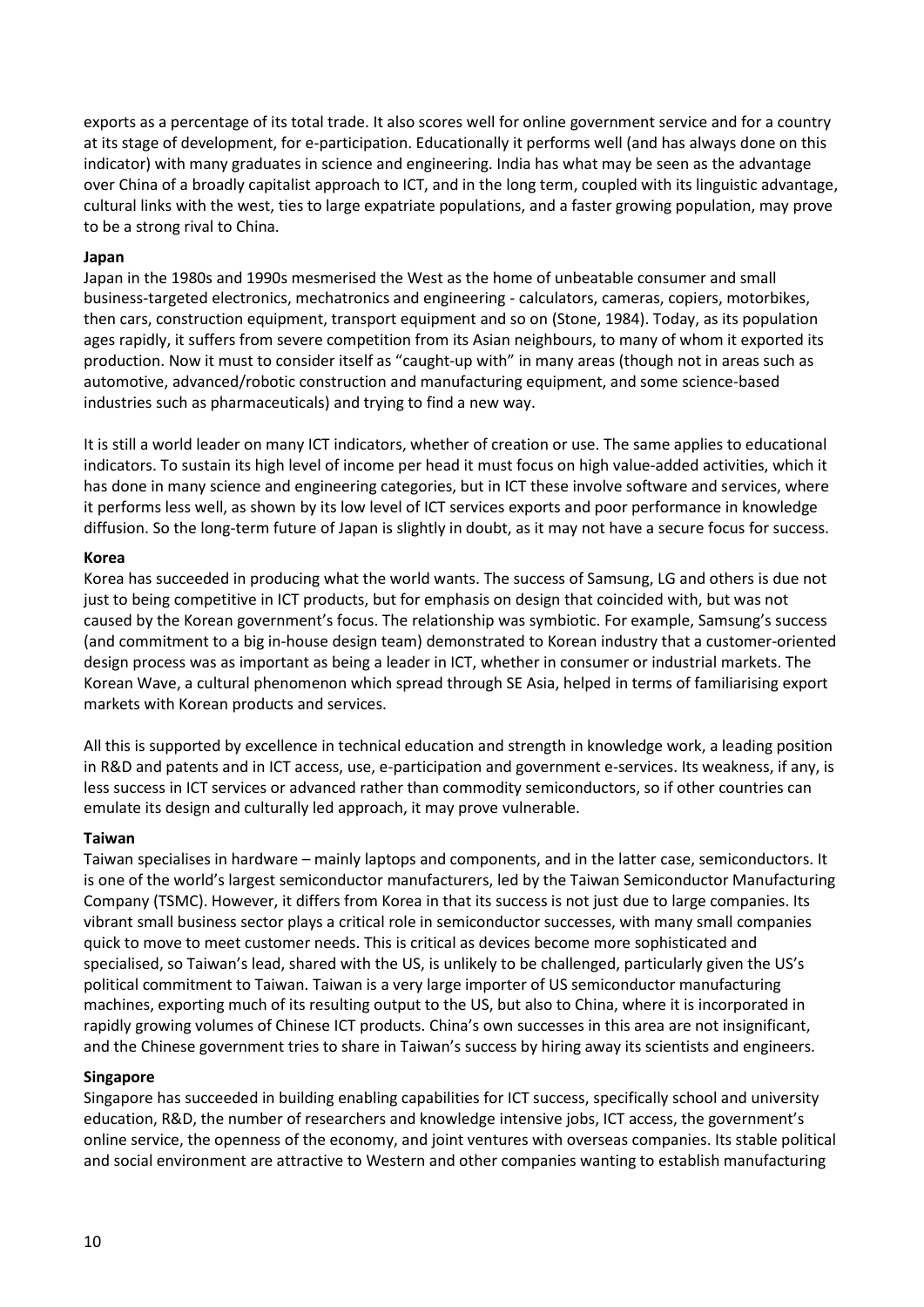exports as a percentage of its total trade. It also scores well for online government service and for a country at its stage of development, for e-participation. Educationally it performs well (and has always done on this indicator) with many graduates in science and engineering. India has what may be seen as the advantage over China of a broadly capitalist approach to ICT, and in the long term, coupled with its linguistic advantage, cultural links with the west, ties to large expatriate populations, and a faster growing population, may prove to be a strong rival to China.

**Japan**

Japan in the 1980s and 1990s mesmerised the West as the home of unbeatable consumer and small business-targeted electronics, mechatronics and engineering - calculators, cameras, copiers, motorbikes, then cars, construction equipment, transport equipment and so on (Stone, 1984). Today, as its population ages rapidly, it suffers from severe competition from its Asian neighbours, to many of whom it exported its production. Now it must to consider itself as "caught-up with" in many areas (though not in areas such as automotive, advanced/robotic construction and manufacturing equipment, and some science-based industries such as pharmaceuticals) and trying to find a new way.

It is still a world leader on many ICT indicators, whether of creation or use. The same applies to educational indicators. To sustain its high level of income per head it must focus on high value-added activities, which it has done in many science and engineering categories, but in ICT these involve software and services, where it performs less well, as shown by its low level of ICT services exports and poor performance in knowledge diffusion. So the long-term future of Japan is slightly in doubt, as it may not have a secure focus for success.

**Korea**

Korea has succeeded in producing what the world wants. The success of Samsung, LG and others is due not just to being competitive in ICT products, but for emphasis on design that coincided with, but was not caused by the Korean government's focus. The relationship was symbiotic. For example, Samsung's success (and commitment to a big in-house design team) demonstrated to Korean industry that a customer-oriented design process was as important as being a leader in ICT, whether in consumer or industrial markets. The Korean Wave, a cultural phenomenon which spread through SE Asia, helped in terms of familiarising export markets with Korean products and services.

All this is supported by excellence in technical education and strength in knowledge work, a leading position in R&D and patents and in ICT access, use, e-participation and government e-services. Its weakness, if any, is less success in ICT services or advanced rather than commodity semiconductors, so if other countries can emulate its design and culturally led approach, it may prove vulnerable.

**Taiwan**

Taiwan specialises in hardware – mainly laptops and components, and in the latter case, semiconductors. It is one of the world's largest semiconductor manufacturers, led by the Taiwan Semiconductor Manufacturing Company (TSMC). However, it differs from Korea in that its success is not just due to large companies. Its vibrant small business sector plays a critical role in semiconductor successes, with many small companies quick to move to meet customer needs. This is critical as devices become more sophisticated and specialised, so Taiwan's lead, shared with the US, is unlikely to be challenged, particularly given the US's political commitment to Taiwan. Taiwan is a very large importer of US semiconductor manufacturing machines, exporting much of its resulting output to the US, but also to China, where it is incorporated in rapidly growing volumes of Chinese ICT products. China's own successes in this area are not insignificant, and the Chinese government tries to share in Taiwan's success by hiring away its scientists and engineers.

**Singapore**

Singapore has succeeded in building enabling capabilities for ICT success, specifically school and university education, R&D, the number of researchers and knowledge intensive jobs, ICT access, the government's online service, the openness of the economy, and joint ventures with overseas companies. Its stable political and social environment are attractive to Western and other companies wanting to establish manufacturing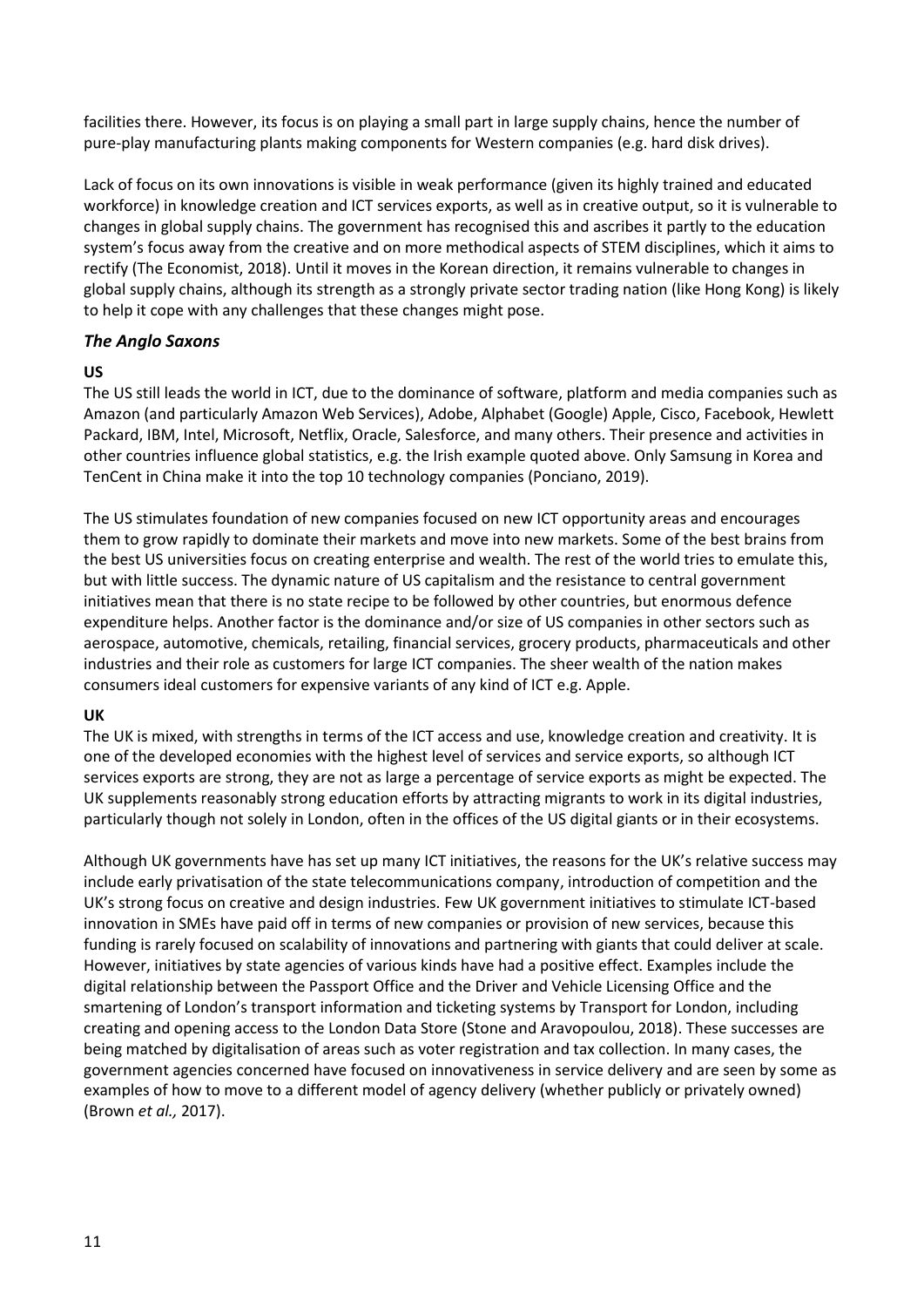facilities there. However, its focus is on playing a small part in large supply chains, hence the number of pure-play manufacturing plants making components for Western companies (e.g. hard disk drives).

Lack of focus on its own innovations is visible in weak performance (given its highly trained and educated workforce) in knowledge creation and ICT services exports, as well as in creative output, so it is vulnerable to changes in global supply chains. The government has recognised this and ascribes it partly to the education system's focus away from the creative and on more methodical aspects of STEM disciplines, which it aims to rectify (The Economist, 2018). Until it moves in the Korean direction, it remains vulnerable to changes in global supply chains, although its strength as a strongly private sector trading nation (like Hong Kong) is likely to help it cope with any challenges that these changes might pose.

### *The Anglo Saxons*

**US**

The US still leads the world in ICT, due to the dominance of software, platform and media companies such as Amazon (and particularly Amazon Web Services), Adobe, Alphabet (Google) Apple, Cisco, Facebook, Hewlett Packard, IBM, Intel, Microsoft, Netflix, Oracle, Salesforce, and many others. Their presence and activities in other countries influence global statistics, e.g. the Irish example quoted above. Only Samsung in Korea and TenCent in China make it into the top 10 technology companies (Ponciano, 2019).

The US stimulates foundation of new companies focused on new ICT opportunity areas and encourages them to grow rapidly to dominate their markets and move into new markets. Some of the best brains from the best US universities focus on creating enterprise and wealth. The rest of the world tries to emulate this, but with little success. The dynamic nature of US capitalism and the resistance to central government initiatives mean that there is no state recipe to be followed by other countries, but enormous defence expenditure helps. Another factor is the dominance and/or size of US companies in other sectors such as aerospace, automotive, chemicals, retailing, financial services, grocery products, pharmaceuticals and other industries and their role as customers for large ICT companies. The sheer wealth of the nation makes consumers ideal customers for expensive variants of any kind of ICT e.g. Apple.

**UK**

The UK is mixed, with strengths in terms of the ICT access and use, knowledge creation and creativity. It is one of the developed economies with the highest level of services and service exports, so although ICT services exports are strong, they are not as large a percentage of service exports as might be expected. The UK supplements reasonably strong education efforts by attracting migrants to work in its digital industries, particularly though not solely in London, often in the offices of the US digital giants or in their ecosystems.

Although UK governments have has set up many ICT initiatives, the reasons for the UK's relative success may include early privatisation of the state telecommunications company, introduction of competition and the UK's strong focus on creative and design industries. Few UK government initiatives to stimulate ICT-based innovation in SMEs have paid off in terms of new companies or provision of new services, because this funding is rarely focused on scalability of innovations and partnering with giants that could deliver at scale. However, initiatives by state agencies of various kinds have had a positive effect. Examples include the digital relationship between the Passport Office and the Driver and Vehicle Licensing Office and the smartening of London's transport information and ticketing systems by Transport for London, including creating and opening access to the London Data Store (Stone and Aravopoulou, 2018). These successes are being matched by digitalisation of areas such as voter registration and tax collection. In many cases, the government agencies concerned have focused on innovativeness in service delivery and are seen by some as examples of how to move to a different model of agency delivery (whether publicly or privately owned) (Brown *et al.,* 2017).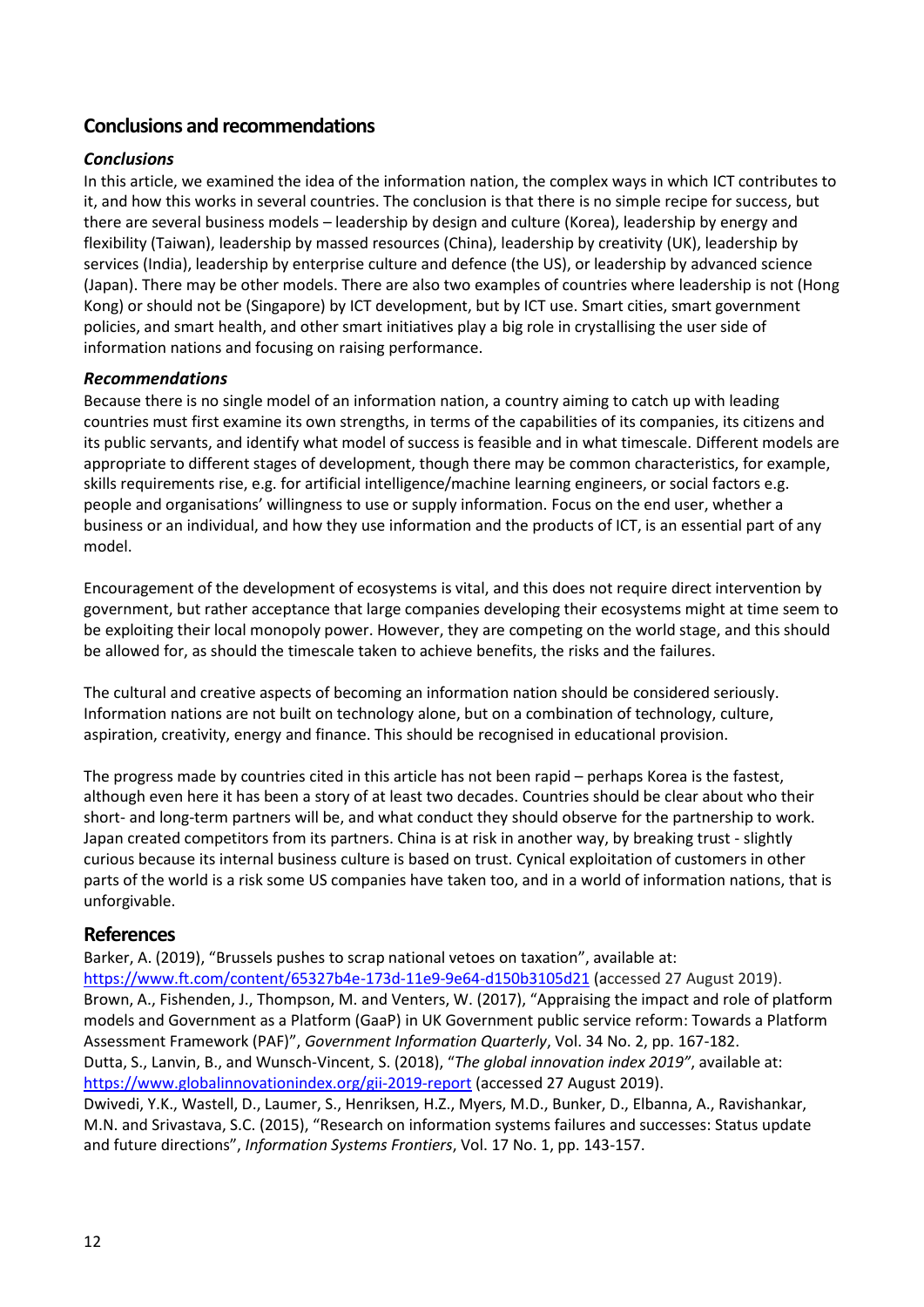## Conclusions and recommendations

### *Conclusions*

In this article, we examined the idea of the information nation, the complex ways in which ICT contributes to it, and how this works in several countries. The conclusion is that there is no simple recipe for success, but there are several business models – leadership by design and culture (Korea), leadership by energy and flexibility (Taiwan), leadership by massed resources (China), leadership by creativity (UK), leadership by services (India), leadership by enterprise culture and defence (the US), or leadership by advanced science (Japan). There may be other models. There are also two examples of countries where leadership is not (Hong Kong) or should not be (Singapore) by ICT development, but by ICT use. Smart cities, smart government policies, and smart health, and other smart initiatives play a big role in crystallising the user side of information nations and focusing on raising performance.

### *Recommendations*

Because there is no single model of an information nation, a country aiming to catch up with leading countries must first examine its own strengths, in terms of the capabilities of its companies, its citizens and its public servants, and identify what model of success is feasible and in what timescale. Different models are appropriate to different stages of development, though there may be common characteristics, for example, skills requirements rise, e.g. for artificial intelligence/machine learning engineers, or social factors e.g. people and organisations' willingness to use or supply information. Focus on the end user, whether a business or an individual, and how they use information and the products of ICT, is an essential part of any model.

Encouragement of the development of ecosystems is vital, and this does not require direct intervention by government, but rather acceptance that large companies developing their ecosystems might at time seem to be exploiting their local monopoly power. However, they are competing on the world stage, and this should be allowed for, as should the timescale taken to achieve benefits, the risks and the failures.

The cultural and creative aspects of becoming an information nation should be considered seriously. Information nations are not built on technology alone, but on a combination of technology, culture, aspiration, creativity, energy and finance. This should be recognised in educational provision.

The progress made by countries cited in this article has not been rapid – perhaps Korea is the fastest, although even here it has been a story of at least two decades. Countries should be clear about who their short- and long-term partners will be, and what conduct they should observe for the partnership to work. Japan created competitors from its partners. China is at risk in another way, by breaking trust - slightly curious because its internal business culture is based on trust. Cynical exploitation of customers in other parts of the world is a risk some US companies have taken too, and in a world of information nations, that is unforgivable.

## References

Barker, A. (2019), "Brussels pushes to scrap national vetoes on taxation", available at: https://www.ft.com/content/65327b4e-173d-11e9-9e64-d150b3105d21 (accessed 27 August 2019).

Brown, A., Fishenden, J., Thompson, M. and Venters, W. (2017), "Appraising the impact and role of platform models and Government as a Platform (GaaP) in UK Government public service reform: Towards a Platform Assessment Framework (PAF)", *Government Information Quarterly*, Vol. 34 No. 2, pp. 167-182.

Dutta, S., Lanvin, B., and Wunsch-Vincent, S. (2018), "*The global innovation index 2019"*, available at: https://www.globalinnovationindex.org/gii-2019-report (accessed 27 August 2019).

Dwivedi, Y.K., Wastell, D., Laumer, S., Henriksen, H.Z., Myers, M.D., Bunker, D., Elbanna, A., Ravishankar, M.N. and Srivastava, S.C. (2015), "Research on information systems failures and successes: Status update and future directions", *Information Systems Frontiers*, Vol. 17 No. 1, pp. 143-157.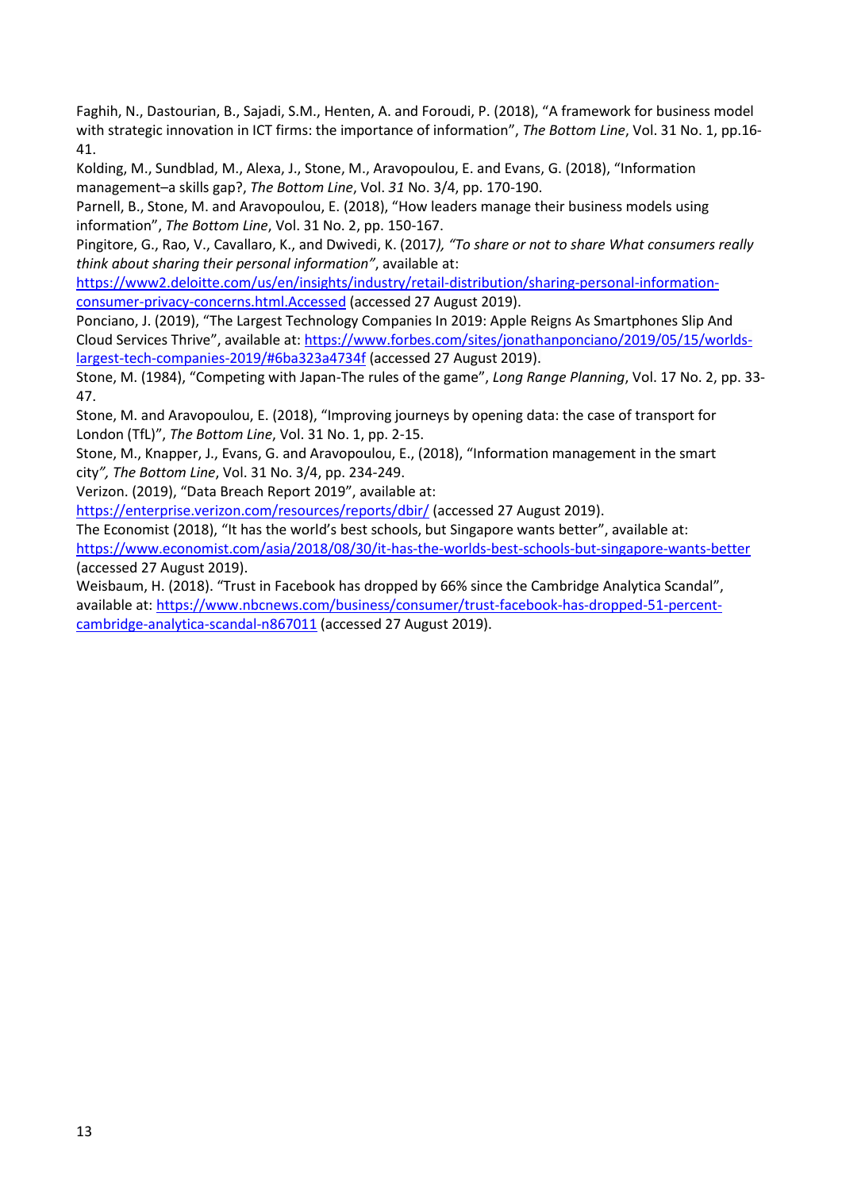Faghih, N., Dastourian, B., Sajadi, S.M., Henten, A. and Foroudi, P. (2018), "A framework for business model with strategic innovation in ICT firms: the importance of information", *The Bottom Line*, Vol. 31 No. 1, pp.16-41.

Kolding, M., Sundblad, M., Alexa, J., Stone, M., Aravopoulou, E. and Evans, G. (2018), "Information management–a skills gap?, *The Bottom Line*, Vol. *31* No. 3/4, pp. 170-190.

Parnell, B., Stone, M. and Aravopoulou, E. (2018), "How leaders manage their business models using information", *The Bottom Line*, Vol. 31 No. 2, pp. 150-167.

Pingitore, G., Rao, V., Cavallaro, K., and Dwivedi, K. (2017*), "To share or not to share What consumers really think about sharing their personal information"*, available at: https://www2.deloitte.com/us/en/insights/industry/retail-distribution/sharing-personal-information-consumer-privacy-concerns.html.Accessed (accessed 27 August 2019).

Ponciano, J. (2019), "The Largest Technology Companies In 2019: Apple Reigns As Smartphones Slip And Cloud Services Thrive", available at: https://www.forbes.com/sites/jonathanponciano/2019/05/15/worlds-largest-tech-companies-2019/#6ba323a4734f (accessed 27 August 2019).

Stone, M. (1984), "Competing with Japan-The rules of the game", *Long Range Planning*, Vol. 17 No. 2, pp. 33-47.

Stone, M. and Aravopoulou, E. (2018), "Improving journeys by opening data: the case of transport for London (TfL)", *The Bottom Line*, Vol. 31 No. 1, pp. 2-15.

Stone, M., Knapper, J., Evans, G. and Aravopoulou, E., (2018), "Information management in the smart city*", The Bottom Line*, Vol. 31 No. 3/4, pp. 234-249.

Verizon. (2019), "Data Breach Report 2019", available at: https://enterprise.verizon.com/resources/reports/dbir/ (accessed 27 August 2019).

The Economist (2018), "It has the world's best schools, but Singapore wants better", available at: https://www.economist.com/asia/2018/08/30/it-has-the-worlds-best-schools-but-singapore-wants-better (accessed 27 August 2019).

Weisbaum, H. (2018). "Trust in Facebook has dropped by 66% since the Cambridge Analytica Scandal", available at: https://www.nbcnews.com/business/consumer/trust-facebook-has-dropped-51-percent-cambridge-analytica-scandal-n867011 (accessed 27 August 2019).